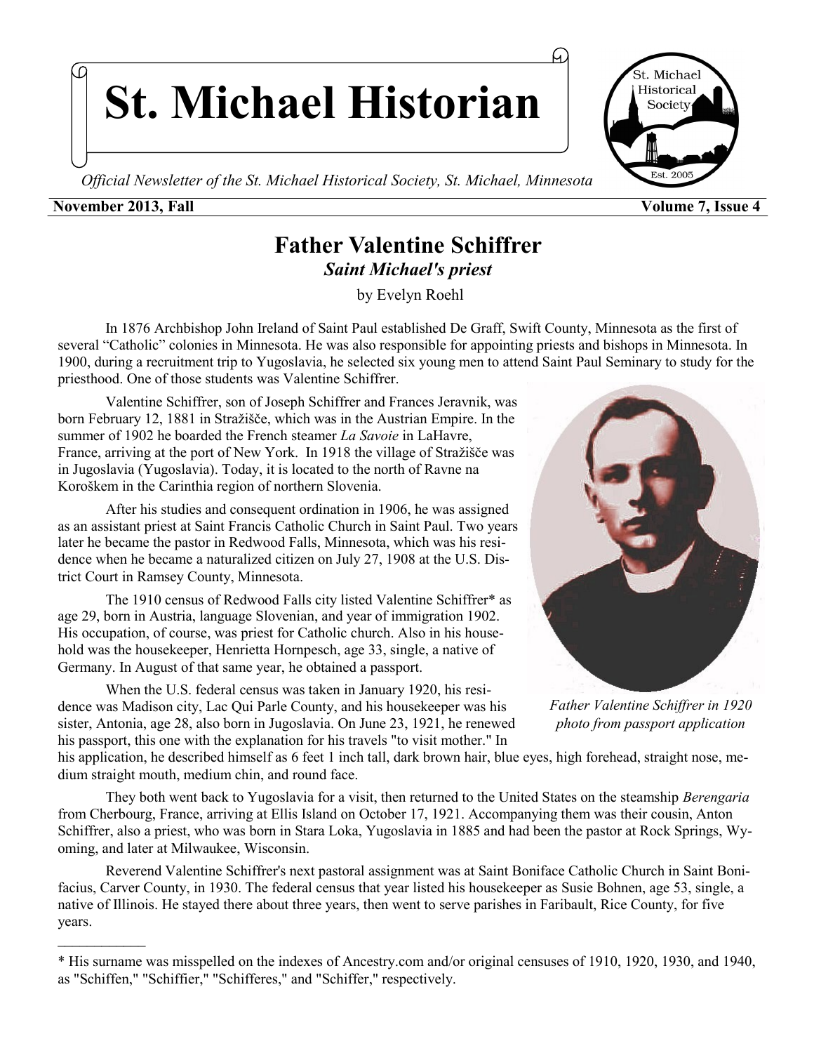# St. Michael Historian

*Official Newsletter of the St. Michael Historical Society, St. Michael, Minnesota*

**November 2013, Fall** **Volume 7, Issue 4**

## Father Valentine Schiffrer

### *Saint Michael's priest*

by Evelyn Roehl

In 1876 Archbishop John Ireland of Saint Paul established De Graff, Swift County, Minnesota as the first of several "Catholic" colonies in Minnesota. He was also responsible for appointing priests and bishops in Minnesota. In 1900, during a recruitment trip to Yugoslavia, he selected six young men to attend Saint Paul Seminary to study for the priesthood. One of those students was Valentine Schiffrer.

Valentine Schiffrer, son of Joseph Schiffrer and Frances Jeravnik, was born February 12, 1881 in Stražišče, which was in the Austrian Empire. In the summer of 1902 he boarded the French steamer *La Savoie* in LaHavre, France, arriving at the port of New York. In 1918 the village of Stražišče was in Jugoslavia (Yugoslavia). Today, it is located to the north of Ravne na Koroškem in the Carinthia region of northern Slovenia.

After his studies and consequent ordination in 1906, he was assigned as an assistant priest at Saint Francis Catholic Church in Saint Paul. Two years later he became the pastor in Redwood Falls, Minnesota, which was his residence when he became a naturalized citizen on July 27, 1908 at the U.S. District Court in Ramsey County, Minnesota.

The 1910 census of Redwood Falls city listed Valentine Schiffrer* as age 29, born in Austria, language Slovenian, and year of immigration 1902. His occupation, of course, was priest for Catholic church. Also in his household was the housekeeper, Henrietta Hornpesch, age 33, single, a native of Germany. In August of that same year, he obtained a passport.

When the U.S. federal census was taken in January 1920, his residence was Madison city, Lac Qui Parle County, and his housekeeper was his sister, Antonia, age 28, also born in Jugoslavia. On June 23, 1921, he renewed his passport, this one with the explanation for his travels "to visit mother." In his application, he described himself as 6 feet 1 inch tall, dark brown hair, blue eyes, high forehead, straight nose, medium straight mouth, medium chin, and round face.

*Father Valentine Schiffrer in 1920 photo from passport application*

They both went back to Yugoslavia for a visit, then returned to the United States on the steamship *Berengaria* from Cherbourg, France, arriving at Ellis Island on October 17, 1921. Accompanying them was their cousin, Anton Schiffrer, also a priest, who was born in Stara Loka, Yugoslavia in 1885 and had been the pastor at Rock Springs, Wyoming, and later at Milwaukee, Wisconsin.

Reverend Valentine Schiffrer's next pastoral assignment was at Saint Boniface Catholic Church in Saint Bonifacius, Carver County, in 1930. The federal census that year listed his housekeeper as Susie Bohnen, age 53, single, a native of Illinois. He stayed there about three years, then went to serve parishes in Faribault, Rice County, for five years.

---

* His surname was misspelled on the indexes of Ancestry.com and/or original censuses of 1910, 1920, 1930, and 1940, as "Schiffen," "Schiffier," "Schifferes," and "Schiffer," respectively.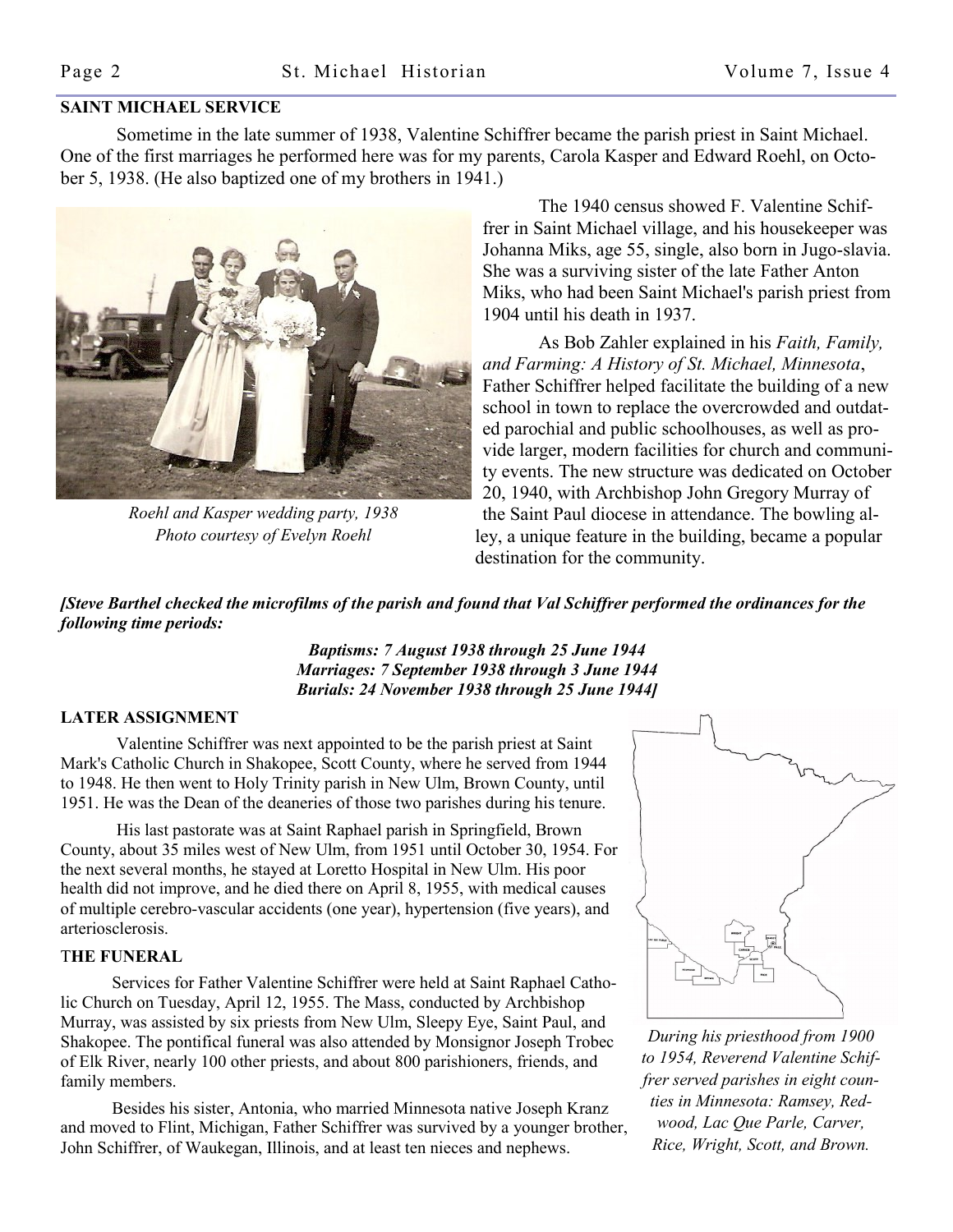## SAINT MICHAEL SERVICE

Sometime in the late summer of 1938, Valentine Schiffrer became the parish priest in Saint Michael. One of the first marriages he performed here was for my parents, Carola Kasper and Edward Roehl, on October 5, 1938. (He also baptized one of my brothers in 1941.)

*Roehl and Kasper wedding party, 1938*
*Photo courtesy of Evelyn Roehl*

The 1940 census showed F. Valentine Schiffrer in Saint Michael village, and his housekeeper was Johanna Miks, age 55, single, also born in Jugo-slavia. She was a surviving sister of the late Father Anton Miks, who had been Saint Michael's parish priest from 1904 until his death in 1937.

As Bob Zahler explained in his *Faith, Family, and Farming: A History of St. Michael, Minnesota*, Father Schiffrer helped facilitate the building of a new school in town to replace the overcrowded and outdated parochial and public schoolhouses, as well as provide larger, modern facilities for church and community events. The new structure was dedicated on October 20, 1940, with Archbishop John Gregory Murray of the Saint Paul diocese in attendance. The bowling alley, a unique feature in the building, became a popular destination for the community.

***[Steve Barthel checked the microfilms of the parish and found that Val Schiffrer performed the ordinances for the following time periods:***

***Baptisms: 7 August 1938 through 25 June 1944***
***Marriages: 7 September 1938 through 3 June 1944***
***Burials: 24 November 1938 through 25 June 1944]***

## LATER ASSIGNMENT

Valentine Schiffrer was next appointed to be the parish priest at Saint Mark's Catholic Church in Shakopee, Scott County, where he served from 1944 to 1948. He then went to Holy Trinity parish in New Ulm, Brown County, until 1951. He was the Dean of the deaneries of those two parishes during his tenure.

His last pastorate was at Saint Raphael parish in Springfield, Brown County, about 35 miles west of New Ulm, from 1951 until October 30, 1954. For the next several months, he stayed at Loretto Hospital in New Ulm. His poor health did not improve, and he died there on April 8, 1955, with medical causes of multiple cerebro-vascular accidents (one year), hypertension (five years), and arteriosclerosis.

## THE FUNERAL

Services for Father Valentine Schiffrer were held at Saint Raphael Catholic Church on Tuesday, April 12, 1955. The Mass, conducted by Archbishop Murray, was assisted by six priests from New Ulm, Sleepy Eye, Saint Paul, and Shakopee. The pontifical funeral was also attended by Monsignor Joseph Trobec of Elk River, nearly 100 other priests, and about 800 parishioners, friends, and family members.

Besides his sister, Antonia, who married Minnesota native Joseph Kranz and moved to Flint, Michigan, Father Schiffrer was survived by a younger brother, John Schiffrer, of Waukegan, Illinois, and at least ten nieces and nephews.

*During his priesthood from 1900 to 1954, Reverend Valentine Schiffrer served parishes in eight counties in Minnesota: Ramsey, Redwood, Lac Que Parle, Carver, Rice, Wright, Scott, and Brown.*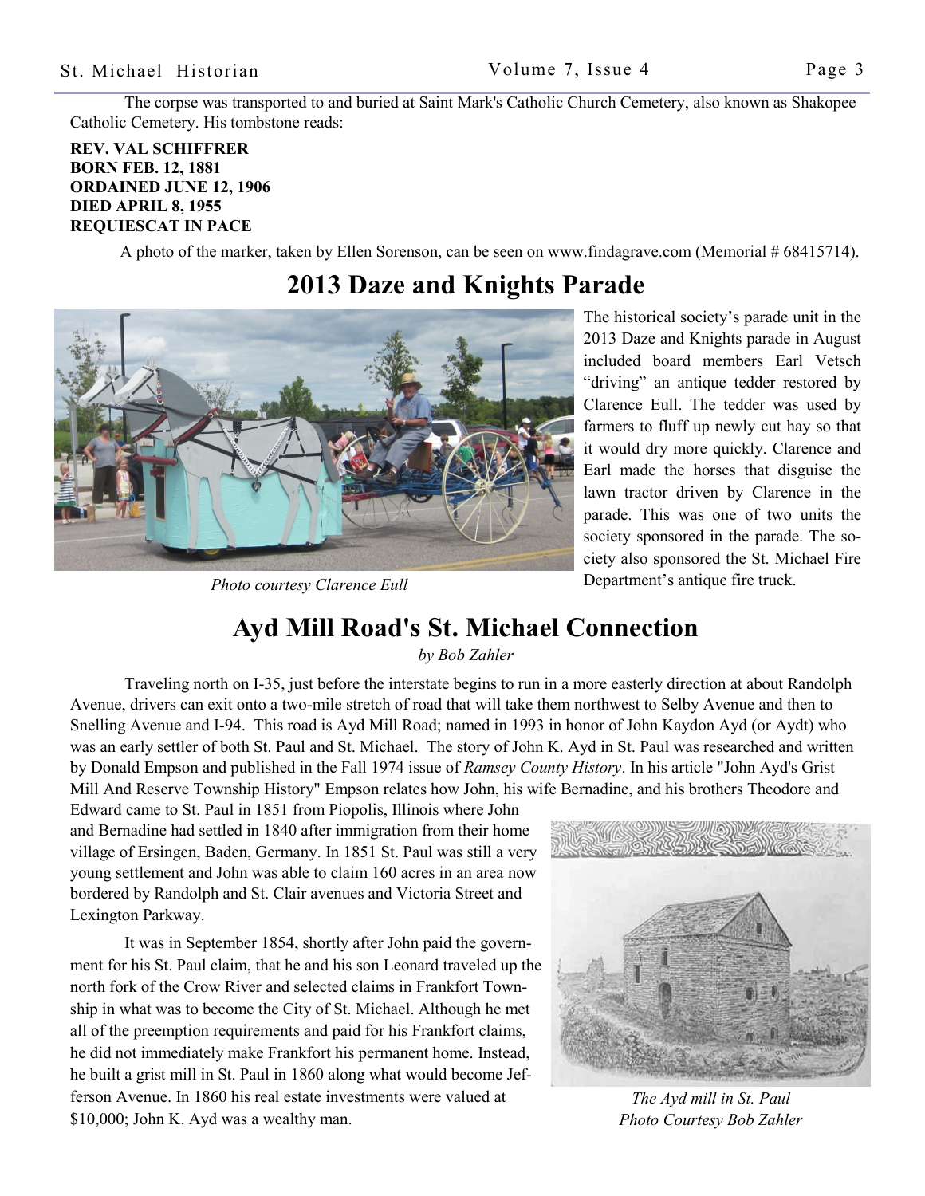The corpse was transported to and buried at Saint Mark's Catholic Church Cemetery, also known as Shakopee Catholic Cemetery. His tombstone reads:

**REV. VAL SCHIFFRER**
**BORN FEB. 12, 1881**
**ORDAINED JUNE 12, 1906**
**DIED APRIL 8, 1955**
**REQUIESCAT IN PACE**

A photo of the marker, taken by Ellen Sorenson, can be seen on www.findagrave.com (Memorial # 68415714).

## 2013 Daze and Knights Parade

*Photo courtesy Clarence Eull*

The historical society's parade unit in the 2013 Daze and Knights parade in August included board members Earl Vetsch "driving" an antique tedder restored by Clarence Eull. The tedder was used by farmers to fluff up newly cut hay so that it would dry more quickly. Clarence and Earl made the horses that disguise the lawn tractor driven by Clarence in the parade. This was one of two units the society sponsored in the parade. The society also sponsored the St. Michael Fire Department's antique fire truck.

## Ayd Mill Road's St. Michael Connection

*by Bob Zahler*

Traveling north on I-35, just before the interstate begins to run in a more easterly direction at about Randolph Avenue, drivers can exit onto a two-mile stretch of road that will take them northwest to Selby Avenue and then to Snelling Avenue and I-94. This road is Ayd Mill Road; named in 1993 in honor of John Kaydon Ayd (or Aydt) who was an early settler of both St. Paul and St. Michael. The story of John K. Ayd in St. Paul was researched and written by Donald Empson and published in the Fall 1974 issue of *Ramsey County History*. In his article "John Ayd's Grist Mill And Reserve Township History" Empson relates how John, his wife Bernadine, and his brothers Theodore and Edward came to St. Paul in 1851 from Piopolis, Illinois where John and Bernadine had settled in 1840 after immigration from their home village of Ersingen, Baden, Germany. In 1851 St. Paul was still a very young settlement and John was able to claim 160 acres in an area now bordered by Randolph and St. Clair avenues and Victoria Street and Lexington Parkway.

It was in September 1854, shortly after John paid the government for his St. Paul claim, that he and his son Leonard traveled up the north fork of the Crow River and selected claims in Frankfort Township in what was to become the City of St. Michael. Although he met all of the preemption requirements and paid for his Frankfort claims, he did not immediately make Frankfort his permanent home. Instead, he built a grist mill in St. Paul in 1860 along what would become Jefferson Avenue. In 1860 his real estate investments were valued at $10,000; John K. Ayd was a wealthy man.

*The Ayd mill in St. Paul*
*Photo Courtesy Bob Zahler*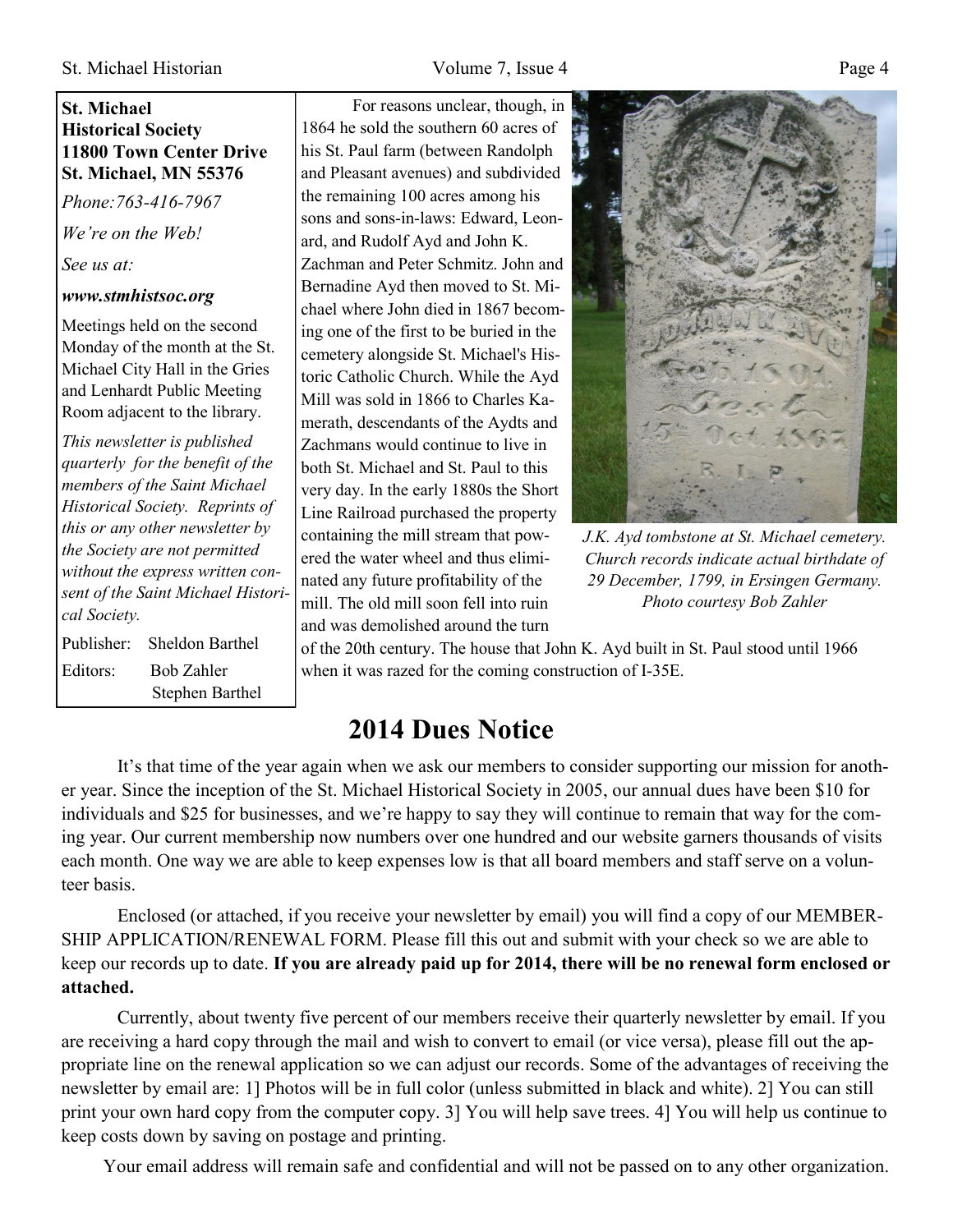**St. Michael Historical Society**
**11800 Town Center Drive**
**St. Michael, MN 55376**

*Phone:763-416-7967*

*We're on the Web!*

*See us at:*

***www.stmhistsoc.org***

Meetings held on the second Monday of the month at the St. Michael City Hall in the Gries and Lenhardt Public Meeting Room adjacent to the library.

*This newsletter is published quarterly for the benefit of the members of the Saint Michael Historical Society. Reprints of this or any other newsletter by the Society are not permitted without the express written consent of the Saint Michael Historical Society.*

Publisher: Sheldon Barthel
Editors: Bob Zahler
Stephen Barthel

For reasons unclear, though, in 1864 he sold the southern 60 acres of his St. Paul farm (between Randolph and Pleasant avenues) and subdivided the remaining 100 acres among his sons and sons-in-laws: Edward, Leonard, and Rudolf Ayd and John K. Zachman and Peter Schmitz. John and Bernadine Ayd then moved to St. Michael where John died in 1867 becoming one of the first to be buried in the cemetery alongside St. Michael's Historic Catholic Church. While the Ayd Mill was sold in 1866 to Charles Kamerath, descendants of the Aydts and Zachmans would continue to live in both St. Michael and St. Paul to this very day. In the early 1880s the Short Line Railroad purchased the property containing the mill stream that powered the water wheel and thus eliminated any future profitability of the mill. The old mill soon fell into ruin and was demolished around the turn of the 20th century. The house that John K. Ayd built in St. Paul stood until 1966 when it was razed for the coming construction of I-35E.

*J.K. Ayd tombstone at St. Michael cemetery. Church records indicate actual birthdate of 29 December, 1799, in Ersingen Germany. Photo courtesy Bob Zahler*

## 2014 Dues Notice

It's that time of the year again when we ask our members to consider supporting our mission for another year. Since the inception of the St. Michael Historical Society in 2005, our annual dues have been $10 for individuals and $25 for businesses, and we're happy to say they will continue to remain that way for the coming year. Our current membership now numbers over one hundred and our website garners thousands of visits each month. One way we are able to keep expenses low is that all board members and staff serve on a volunteer basis.

Enclosed (or attached, if you receive your newsletter by email) you will find a copy of our MEMBERSHIP APPLICATION/RENEWAL FORM. Please fill this out and submit with your check so we are able to keep our records up to date. **If you are already paid up for 2014, there will be no renewal form enclosed or attached.**

Currently, about twenty five percent of our members receive their quarterly newsletter by email. If you are receiving a hard copy through the mail and wish to convert to email (or vice versa), please fill out the appropriate line on the renewal application so we can adjust our records. Some of the advantages of receiving the newsletter by email are: 1] Photos will be in full color (unless submitted in black and white). 2] You can still print your own hard copy from the computer copy. 3] You will help save trees. 4] You will help us continue to keep costs down by saving on postage and printing.

Your email address will remain safe and confidential and will not be passed on to any other organization.